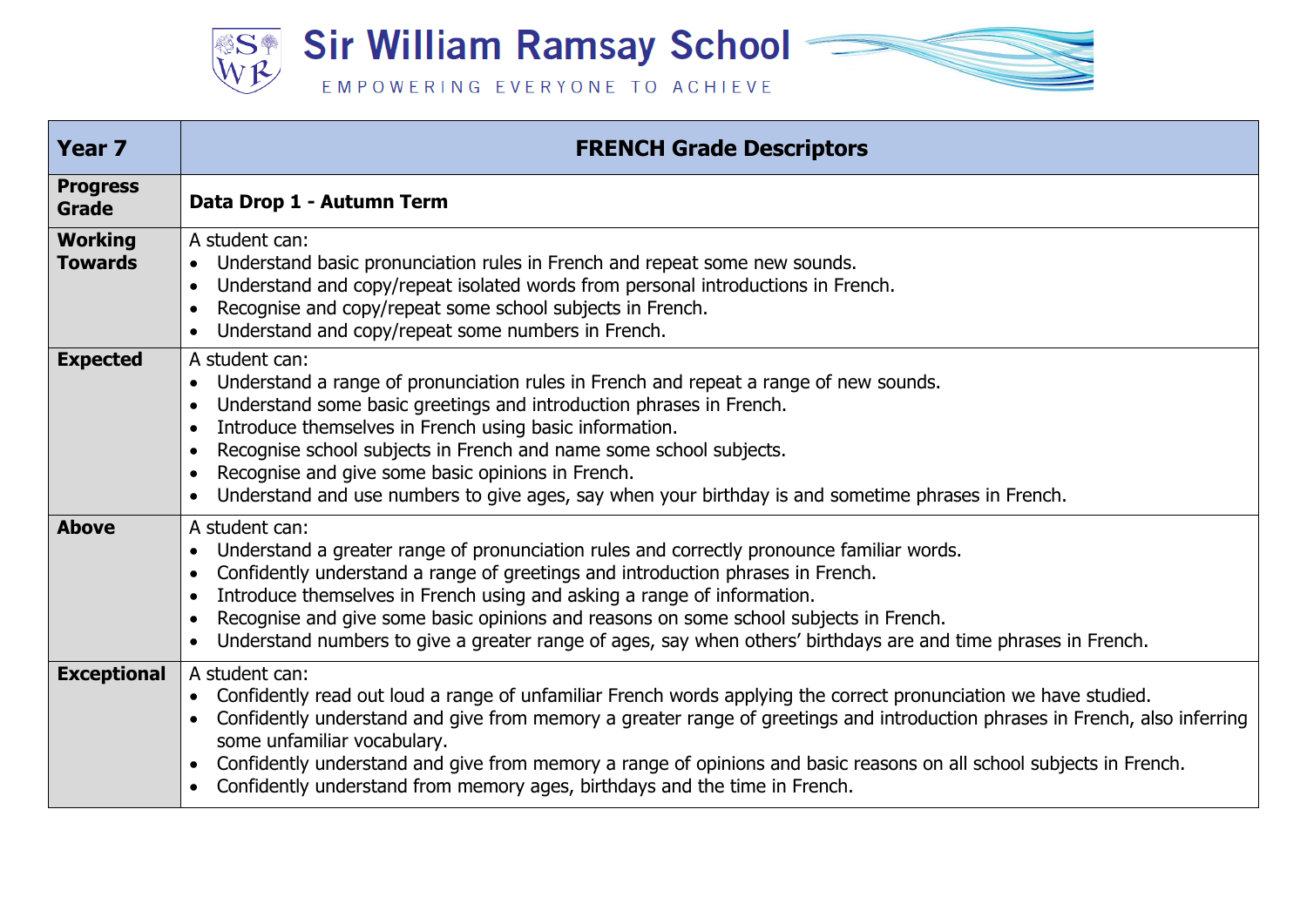# Sir William Ramsay School

EMPOWERING EVERYONE TO ACHIEVE

| Year 7 | FRENCH Grade Descriptors |
|---|---|
| **Progress Grade** | **Data Drop 1 - Autumn Term** |
| **Working Towards** | A student can:<br>• Understand basic pronunciation rules in French and repeat some new sounds.<br>• Understand and copy/repeat isolated words from personal introductions in French.<br>• Recognise and copy/repeat some school subjects in French.<br>• Understand and copy/repeat some numbers in French. |
| **Expected** | A student can:<br>• Understand a range of pronunciation rules in French and repeat a range of new sounds.<br>• Understand some basic greetings and introduction phrases in French.<br>• Introduce themselves in French using basic information.<br>• Recognise school subjects in French and name some school subjects.<br>• Recognise and give some basic opinions in French.<br>• Understand and use numbers to give ages, say when your birthday is and sometime phrases in French. |
| **Above** | A student can:<br>• Understand a greater range of pronunciation rules and correctly pronounce familiar words.<br>• Confidently understand a range of greetings and introduction phrases in French.<br>• Introduce themselves in French using and asking a range of information.<br>• Recognise and give some basic opinions and reasons on some school subjects in French.<br>• Understand numbers to give a greater range of ages, say when others' birthdays are and time phrases in French. |
| **Exceptional** | A student can:<br>• Confidently read out loud a range of unfamiliar French words applying the correct pronunciation we have studied.<br>• Confidently understand and give from memory a greater range of greetings and introduction phrases in French, also inferring some unfamiliar vocabulary.<br>• Confidently understand and give from memory a range of opinions and basic reasons on all school subjects in French.<br>• Confidently understand from memory ages, birthdays and the time in French. |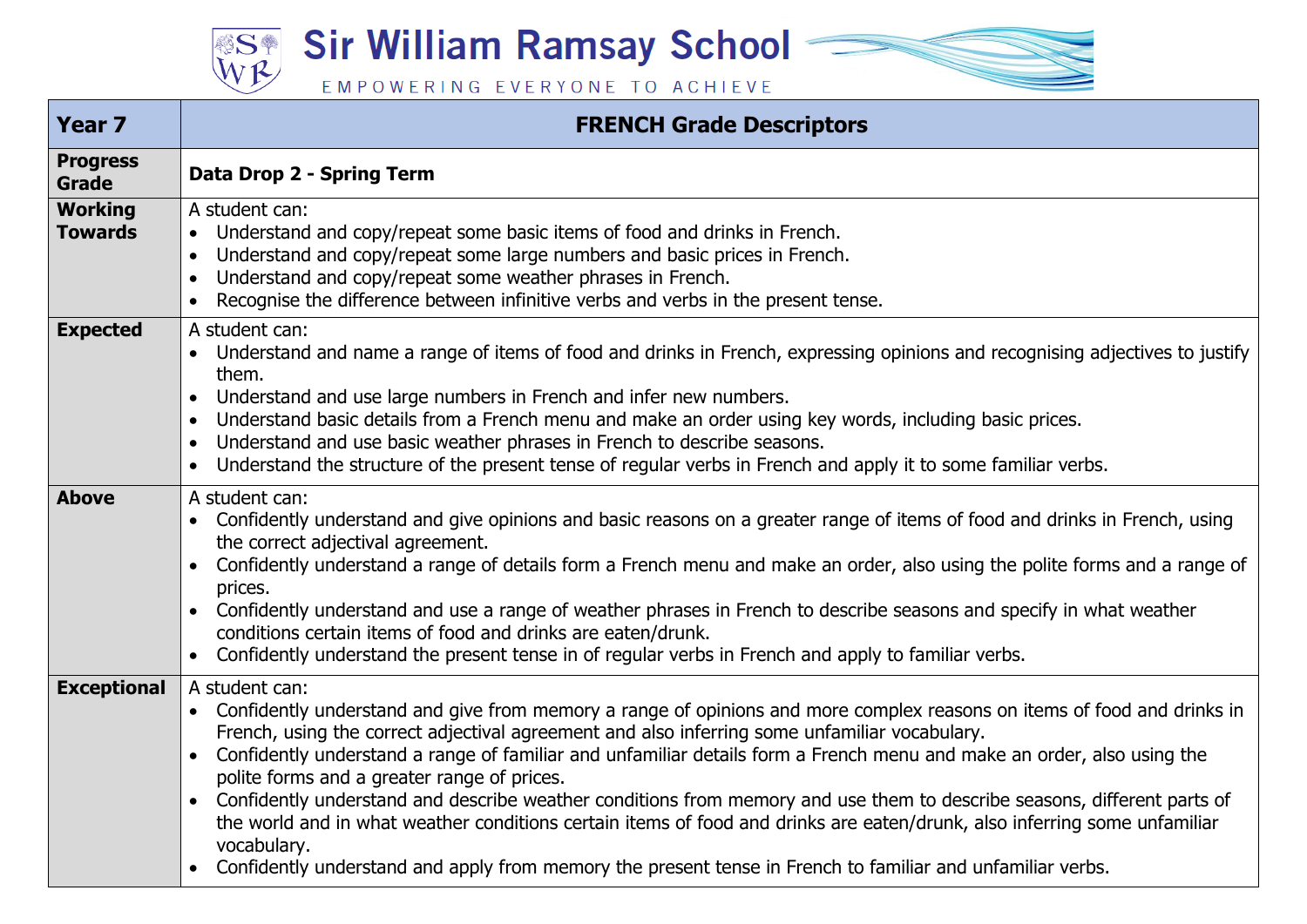# Sir William Ramsay School

EMPOWERING EVERYONE TO ACHIEVE

| Year 7 | FRENCH Grade Descriptors |
|---|---|
| **Progress Grade** | **Data Drop 2 - Spring Term** |
| **Working Towards** | A student can:<br>• Understand and copy/repeat some basic items of food and drinks in French.<br>• Understand and copy/repeat some large numbers and basic prices in French.<br>• Understand and copy/repeat some weather phrases in French.<br>• Recognise the difference between infinitive verbs and verbs in the present tense. |
| **Expected** | A student can:<br>• Understand and name a range of items of food and drinks in French, expressing opinions and recognising adjectives to justify them.<br>• Understand and use large numbers in French and infer new numbers.<br>• Understand basic details from a French menu and make an order using key words, including basic prices.<br>• Understand and use basic weather phrases in French to describe seasons.<br>• Understand the structure of the present tense of regular verbs in French and apply it to some familiar verbs. |
| **Above** | A student can:<br>• Confidently understand and give opinions and basic reasons on a greater range of items of food and drinks in French, using the correct adjectival agreement.<br>• Confidently understand a range of details form a French menu and make an order, also using the polite forms and a range of prices.<br>• Confidently understand and use a range of weather phrases in French to describe seasons and specify in what weather conditions certain items of food and drinks are eaten/drunk.<br>• Confidently understand the present tense in of regular verbs in French and apply to familiar verbs. |
| **Exceptional** | A student can:<br>• Confidently understand and give from memory a range of opinions and more complex reasons on items of food and drinks in French, using the correct adjectival agreement and also inferring some unfamiliar vocabulary.<br>• Confidently understand a range of familiar and unfamiliar details form a French menu and make an order, also using the polite forms and a greater range of prices.<br>• Confidently understand and describe weather conditions from memory and use them to describe seasons, different parts of the world and in what weather conditions certain items of food and drinks are eaten/drunk, also inferring some unfamiliar vocabulary.<br>• Confidently understand and apply from memory the present tense in French to familiar and unfamiliar verbs. |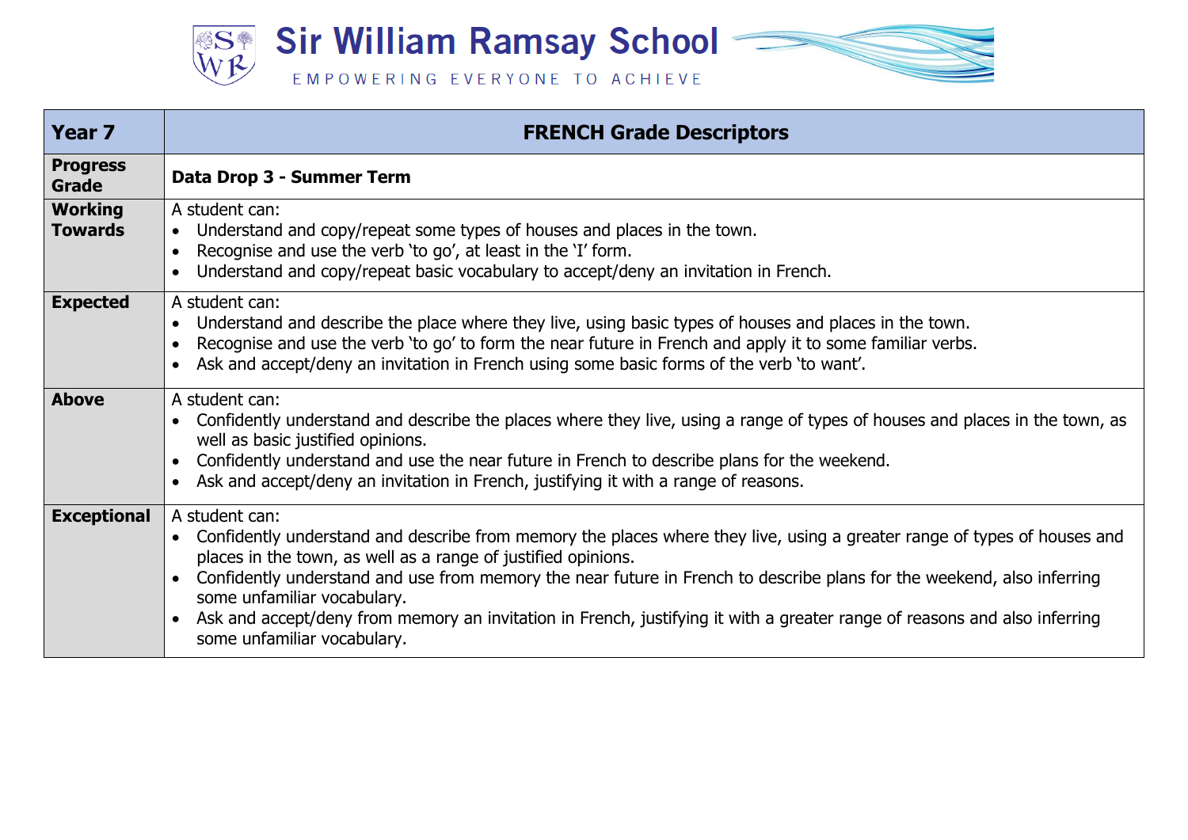# Sir William Ramsay School

EMPOWERING EVERYONE TO ACHIEVE

| **Year 7** | **FRENCH Grade Descriptors** |
|---|---|
| **Progress Grade** | **Data Drop 3 - Summer Term** |
| **Working Towards** | A student can:<br>• Understand and copy/repeat some types of houses and places in the town.<br>• Recognise and use the verb 'to go', at least in the 'I' form.<br>• Understand and copy/repeat basic vocabulary to accept/deny an invitation in French. |
| **Expected** | A student can:<br>• Understand and describe the place where they live, using basic types of houses and places in the town.<br>• Recognise and use the verb 'to go' to form the near future in French and apply it to some familiar verbs.<br>• Ask and accept/deny an invitation in French using some basic forms of the verb 'to want'. |
| **Above** | A student can:<br>• Confidently understand and describe the places where they live, using a range of types of houses and places in the town, as well as basic justified opinions.<br>• Confidently understand and use the near future in French to describe plans for the weekend.<br>• Ask and accept/deny an invitation in French, justifying it with a range of reasons. |
| **Exceptional** | A student can:<br>• Confidently understand and describe from memory the places where they live, using a greater range of types of houses and places in the town, as well as a range of justified opinions.<br>• Confidently understand and use from memory the near future in French to describe plans for the weekend, also inferring some unfamiliar vocabulary.<br>• Ask and accept/deny from memory an invitation in French, justifying it with a greater range of reasons and also inferring some unfamiliar vocabulary. |